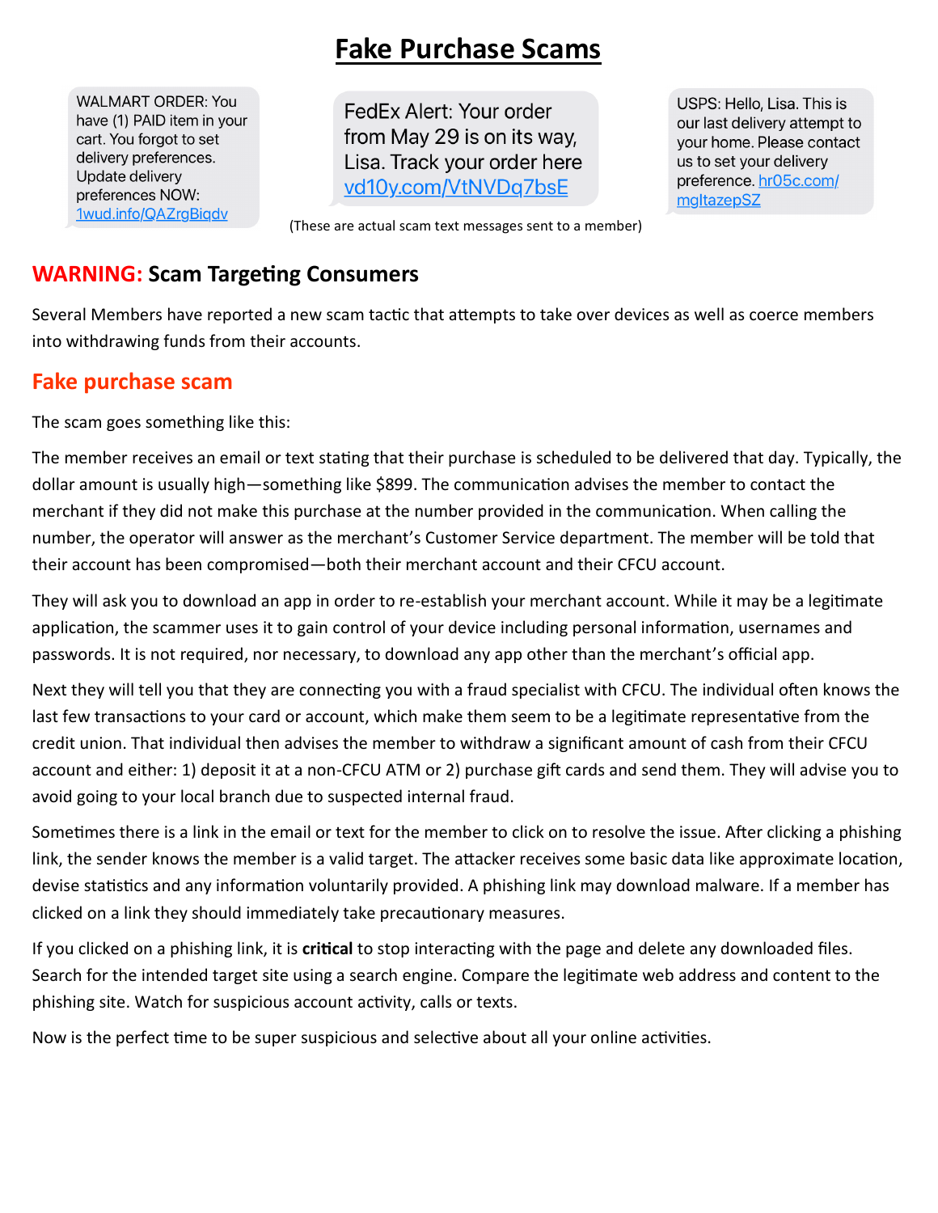# Fake Purchase Scams

WALMART ORDER: You have (1) PAID item in your cart. You forgot to set delivery preferences. Update delivery preferences NOW: 1wud.info/QAZrgBiqdv

FedEx Alert: Your order from May 29 is on its way, Lisa. Track your order here vd10y.com/VtNVDq7bsE

USPS: Hello, Lisa. This is our last delivery attempt to your home. Please contact us to set your delivery preference. hr05c.com/mgltazepSZ

(These are actual scam text messages sent to a member)

## WARNING: Scam Targeting Consumers

Several Members have reported a new scam tactic that attempts to take over devices as well as coerce members into withdrawing funds from their accounts.

## Fake purchase scam

The scam goes something like this:

The member receives an email or text stating that their purchase is scheduled to be delivered that day. Typically, the dollar amount is usually high—something like $899. The communication advises the member to contact the merchant if they did not make this purchase at the number provided in the communication. When calling the number, the operator will answer as the merchant's Customer Service department. The member will be told that their account has been compromised—both their merchant account and their CFCU account.

They will ask you to download an app in order to re-establish your merchant account. While it may be a legitimate application, the scammer uses it to gain control of your device including personal information, usernames and passwords. It is not required, nor necessary, to download any app other than the merchant's official app.

Next they will tell you that they are connecting you with a fraud specialist with CFCU. The individual often knows the last few transactions to your card or account, which make them seem to be a legitimate representative from the credit union. That individual then advises the member to withdraw a significant amount of cash from their CFCU account and either: 1) deposit it at a non-CFCU ATM or 2) purchase gift cards and send them. They will advise you to avoid going to your local branch due to suspected internal fraud.

Sometimes there is a link in the email or text for the member to click on to resolve the issue. After clicking a phishing link, the sender knows the member is a valid target. The attacker receives some basic data like approximate location, devise statistics and any information voluntarily provided. A phishing link may download malware. If a member has clicked on a link they should immediately take precautionary measures.

If you clicked on a phishing link, it is **critical** to stop interacting with the page and delete any downloaded files. Search for the intended target site using a search engine. Compare the legitimate web address and content to the phishing site. Watch for suspicious account activity, calls or texts.

Now is the perfect time to be super suspicious and selective about all your online activities.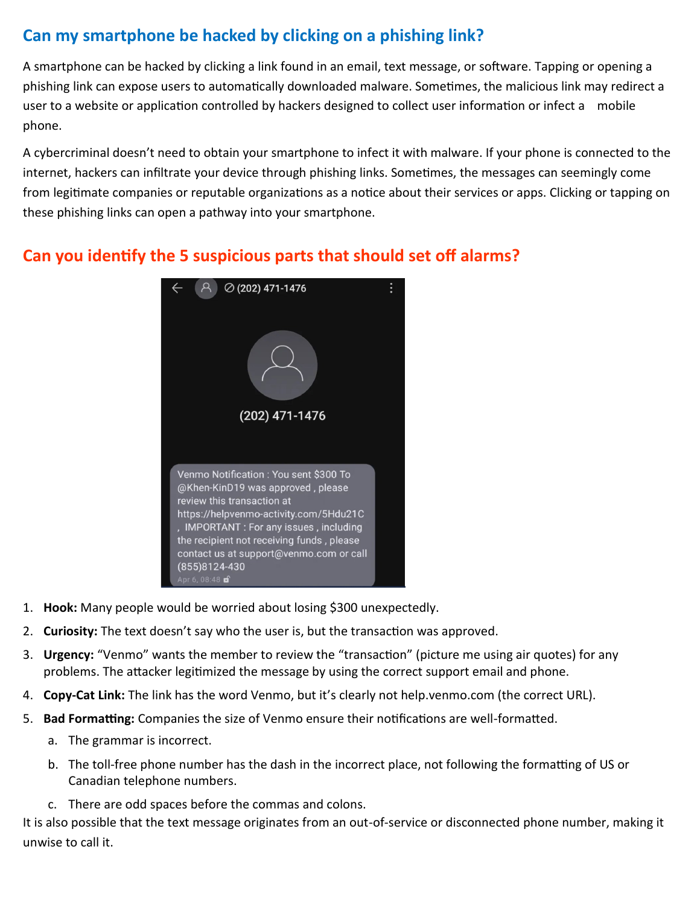## Can my smartphone be hacked by clicking on a phishing link?

A smartphone can be hacked by clicking a link found in an email, text message, or software. Tapping or opening a phishing link can expose users to automatically downloaded malware. Sometimes, the malicious link may redirect a user to a website or application controlled by hackers designed to collect user information or infect a mobile phone.

A cybercriminal doesn't need to obtain your smartphone to infect it with malware. If your phone is connected to the internet, hackers can infiltrate your device through phishing links. Sometimes, the messages can seemingly come from legitimate companies or reputable organizations as a notice about their services or apps. Clicking or tapping on these phishing links can open a pathway into your smartphone.

## Can you identify the 5 suspicious parts that should set off alarms?

(202) 471-1476

Venmo Notification : You sent $300 To @Khen-KinD19 was approved , please review this transaction at https://helpvenmo-activity.com/5Hdu21C , IMPORTANT : For any issues , including the recipient not receiving funds , please contact us at support@venmo.com or call (855)8124-430

Apr 6, 08:48

1. **Hook:** Many people would be worried about losing $300 unexpectedly.
2. **Curiosity:** The text doesn't say who the user is, but the transaction was approved.
3. **Urgency:** "Venmo" wants the member to review the "transaction" (picture me using air quotes) for any problems. The attacker legitimized the message by using the correct support email and phone.
4. **Copy-Cat Link:** The link has the word Venmo, but it's clearly not help.venmo.com (the correct URL).
5. **Bad Formatting:** Companies the size of Venmo ensure their notifications are well-formatted.
   a. The grammar is incorrect.
   b. The toll-free phone number has the dash in the incorrect place, not following the formatting of US or Canadian telephone numbers.
   c. There are odd spaces before the commas and colons.

It is also possible that the text message originates from an out-of-service or disconnected phone number, making it unwise to call it.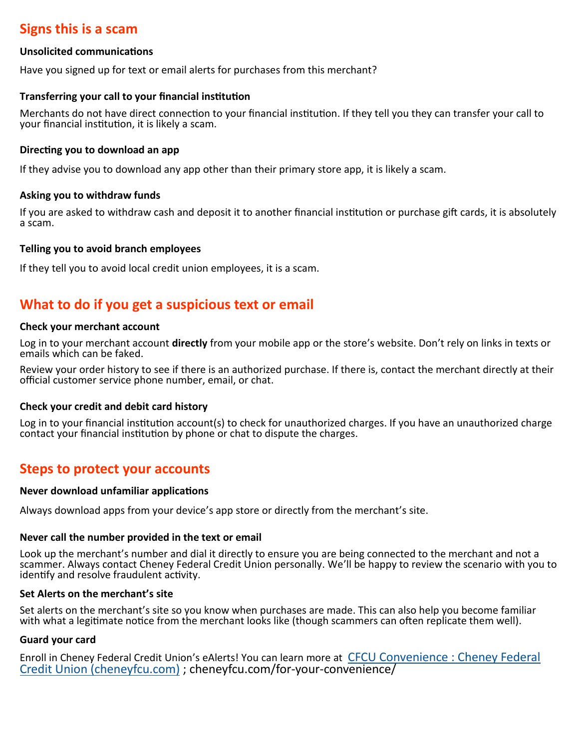## Signs this is a scam

**Unsolicited communications**

Have you signed up for text or email alerts for purchases from this merchant?

**Transferring your call to your financial institution**

Merchants do not have direct connection to your financial institution. If they tell you they can transfer your call to your financial institution, it is likely a scam.

**Directing you to download an app**

If they advise you to download any app other than their primary store app, it is likely a scam.

**Asking you to withdraw funds**

If you are asked to withdraw cash and deposit it to another financial institution or purchase gift cards, it is absolutely a scam.

**Telling you to avoid branch employees**

If they tell you to avoid local credit union employees, it is a scam.

## What to do if you get a suspicious text or email

**Check your merchant account**

Log in to your merchant account **directly** from your mobile app or the store's website. Don't rely on links in texts or emails which can be faked.

Review your order history to see if there is an authorized purchase. If there is, contact the merchant directly at their official customer service phone number, email, or chat.

**Check your credit and debit card history**

Log in to your financial institution account(s) to check for unauthorized charges. If you have an unauthorized charge contact your financial institution by phone or chat to dispute the charges.

## Steps to protect your accounts

**Never download unfamiliar applications**

Always download apps from your device's app store or directly from the merchant's site.

**Never call the number provided in the text or email**

Look up the merchant's number and dial it directly to ensure you are being connected to the merchant and not a scammer. Always contact Cheney Federal Credit Union personally. We'll be happy to review the scenario with you to identify and resolve fraudulent activity.

**Set Alerts on the merchant's site**

Set alerts on the merchant's site so you know when purchases are made. This can also help you become familiar with what a legitimate notice from the merchant looks like (though scammers can often replicate them well).

**Guard your card**

Enroll in Cheney Federal Credit Union's eAlerts! You can learn more at CFCU Convenience : Cheney Federal Credit Union (cheneyfcu.com) ; cheneyfcu.com/for-your-convenience/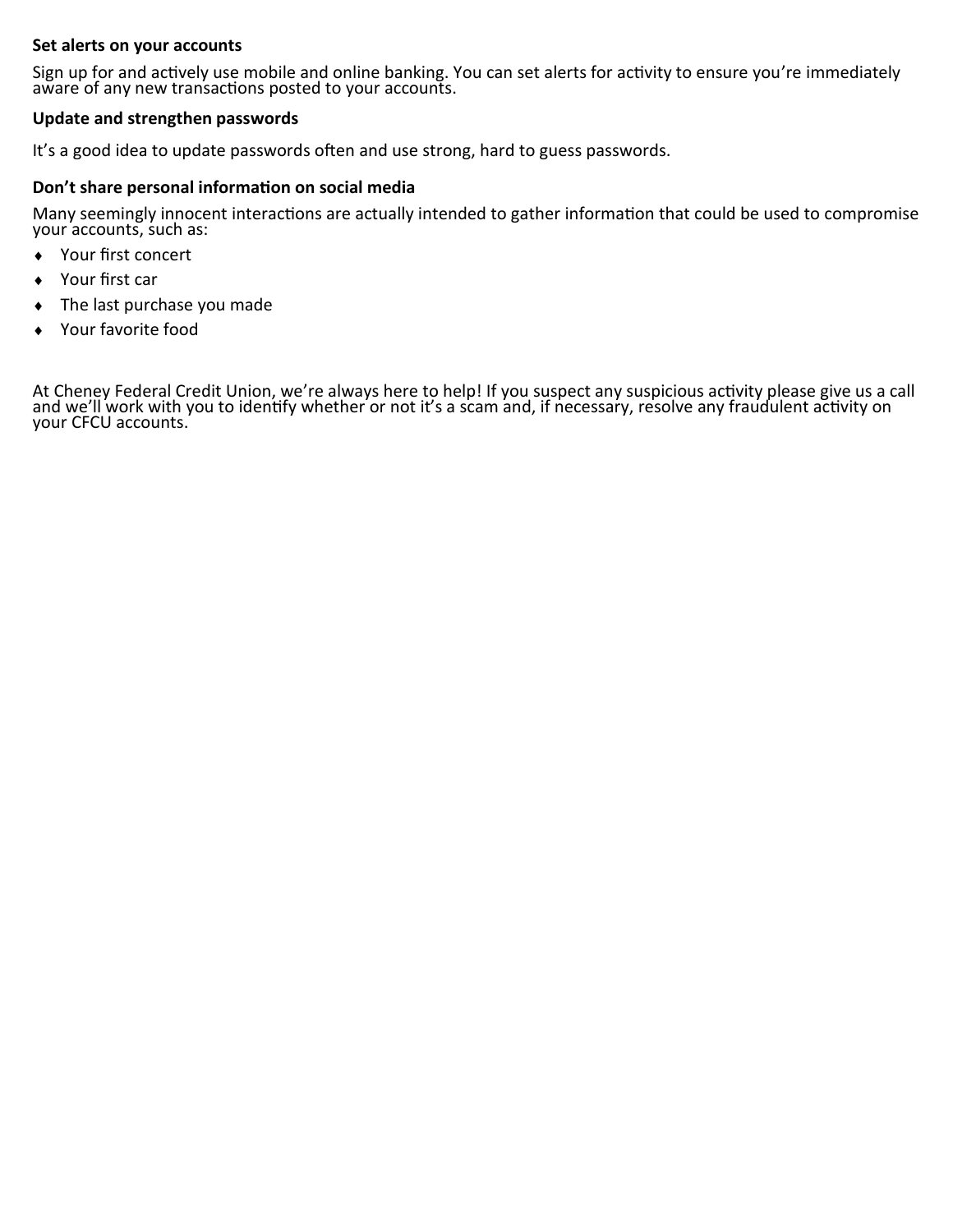**Set alerts on your accounts**

Sign up for and actively use mobile and online banking. You can set alerts for activity to ensure you're immediately aware of any new transactions posted to your accounts.

**Update and strengthen passwords**

It's a good idea to update passwords often and use strong, hard to guess passwords.

**Don't share personal information on social media**

Many seemingly innocent interactions are actually intended to gather information that could be used to compromise your accounts, such as:

- Your first concert
- Your first car
- The last purchase you made
- Your favorite food

At Cheney Federal Credit Union, we're always here to help! If you suspect any suspicious activity please give us a call and we'll work with you to identify whether or not it's a scam and, if necessary, resolve any fraudulent activity on your CFCU accounts.